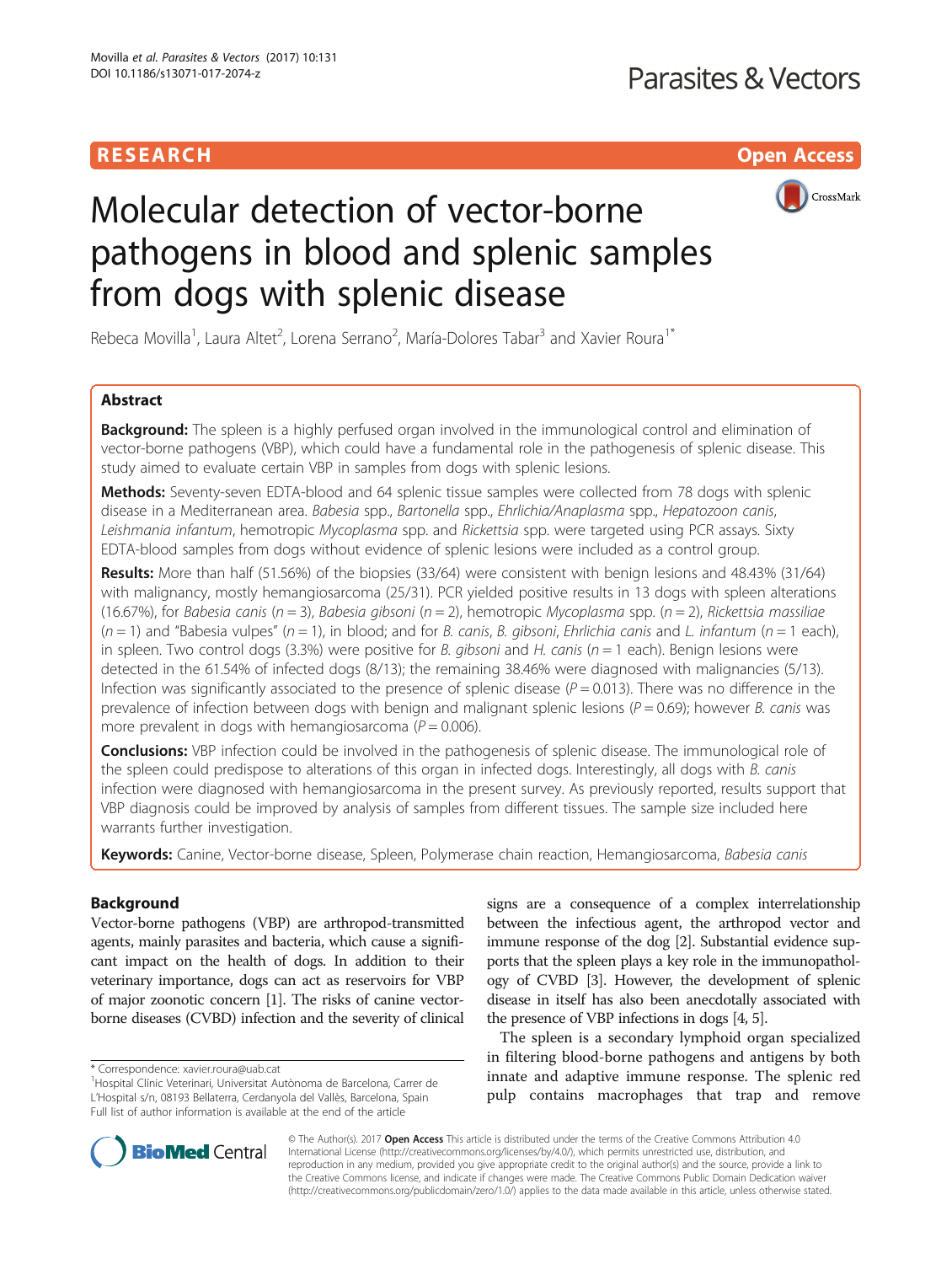RESEARCH

Open Access

# Molecular detection of vector-borne pathogens in blood and splenic samples from dogs with splenic disease

Rebeca Movilla[1], Laura Altet[2], Lorena Serrano[2], María-Dolores Tabar[3] and Xavier Roura[1*]

## Abstract

**Background:** The spleen is a highly perfused organ involved in the immunological control and elimination of vector-borne pathogens (VBP), which could have a fundamental role in the pathogenesis of splenic disease. This study aimed to evaluate certain VBP in samples from dogs with splenic lesions.

**Methods:** Seventy-seven EDTA-blood and 64 splenic tissue samples were collected from 78 dogs with splenic disease in a Mediterranean area. *Babesia* spp., *Bartonella* spp., *Ehrlichia/Anaplasma* spp., *Hepatozoon canis*, *Leishmania infantum*, hemotropic *Mycoplasma* spp. and *Rickettsia* spp. were targeted using PCR assays. Sixty EDTA-blood samples from dogs without evidence of splenic lesions were included as a control group.

**Results:** More than half (51.56%) of the biopsies (33/64) were consistent with benign lesions and 48.43% (31/64) with malignancy, mostly hemangiosarcoma (25/31). PCR yielded positive results in 13 dogs with spleen alterations (16.67%), for *Babesia canis* ($n = 3$), *Babesia gibsoni* ($n = 2$), hemotropic *Mycoplasma* spp. ($n = 2$), *Rickettsia massiliae* ($n = 1$) and "Babesia vulpes" ($n = 1$), in blood; and for *B. canis*, *B. gibsoni*, *Ehrlichia canis* and *L. infantum* ($n = 1$ each), in spleen. Two control dogs (3.3%) were positive for *B. gibsoni* and *H. canis* ($n = 1$ each). Benign lesions were detected in the 61.54% of infected dogs (8/13); the remaining 38.46% were diagnosed with malignancies (5/13). Infection was significantly associated to the presence of splenic disease ($P = 0.013$). There was no difference in the prevalence of infection between dogs with benign and malignant splenic lesions ($P = 0.69$); however *B. canis* was more prevalent in dogs with hemangiosarcoma ($P = 0.006$).

**Conclusions:** VBP infection could be involved in the pathogenesis of splenic disease. The immunological role of the spleen could predispose to alterations of this organ in infected dogs. Interestingly, all dogs with *B. canis* infection were diagnosed with hemangiosarcoma in the present survey. As previously reported, results support that VBP diagnosis could be improved by analysis of samples from different tissues. The sample size included here warrants further investigation.

**Keywords:** Canine, Vector-borne disease, Spleen, Polymerase chain reaction, Hemangiosarcoma, *Babesia canis*

## Background

Vector-borne pathogens (VBP) are arthropod-transmitted agents, mainly parasites and bacteria, which cause a significant impact on the health of dogs. In addition to their veterinary importance, dogs can act as reservoirs for VBP of major zoonotic concern [1]. The risks of canine vector-borne diseases (CVBD) infection and the severity of clinical signs are a consequence of a complex interrelationship between the infectious agent, the arthropod vector and immune response of the dog [2]. Substantial evidence supports that the spleen plays a key role in the immunopathology of CVBD [3]. However, the development of splenic disease in itself has also been anecdotally associated with the presence of VBP infections in dogs [4, 5].

The spleen is a secondary lymphoid organ specialized in filtering blood-borne pathogens and antigens by both innate and adaptive immune response. The splenic red pulp contains macrophages that trap and remove

\* Correspondence: xavier.roura@uab.cat
[1]Hospital Clínic Veterinari, Universitat Autònoma de Barcelona, Carrer de L'Hospital s/n, 08193 Bellaterra, Cerdanyola del Vallès, Barcelona, Spain
Full list of author information is available at the end of the article

© The Author(s). 2017 **Open Access** This article is distributed under the terms of the Creative Commons Attribution 4.0 International License (http://creativecommons.org/licenses/by/4.0/), which permits unrestricted use, distribution, and reproduction in any medium, provided you give appropriate credit to the original author(s) and the source, provide a link to the Creative Commons license, and indicate if changes were made. The Creative Commons Public Domain Dedication waiver (http://creativecommons.org/publicdomain/zero/1.0/) applies to the data made available in this article, unless otherwise stated.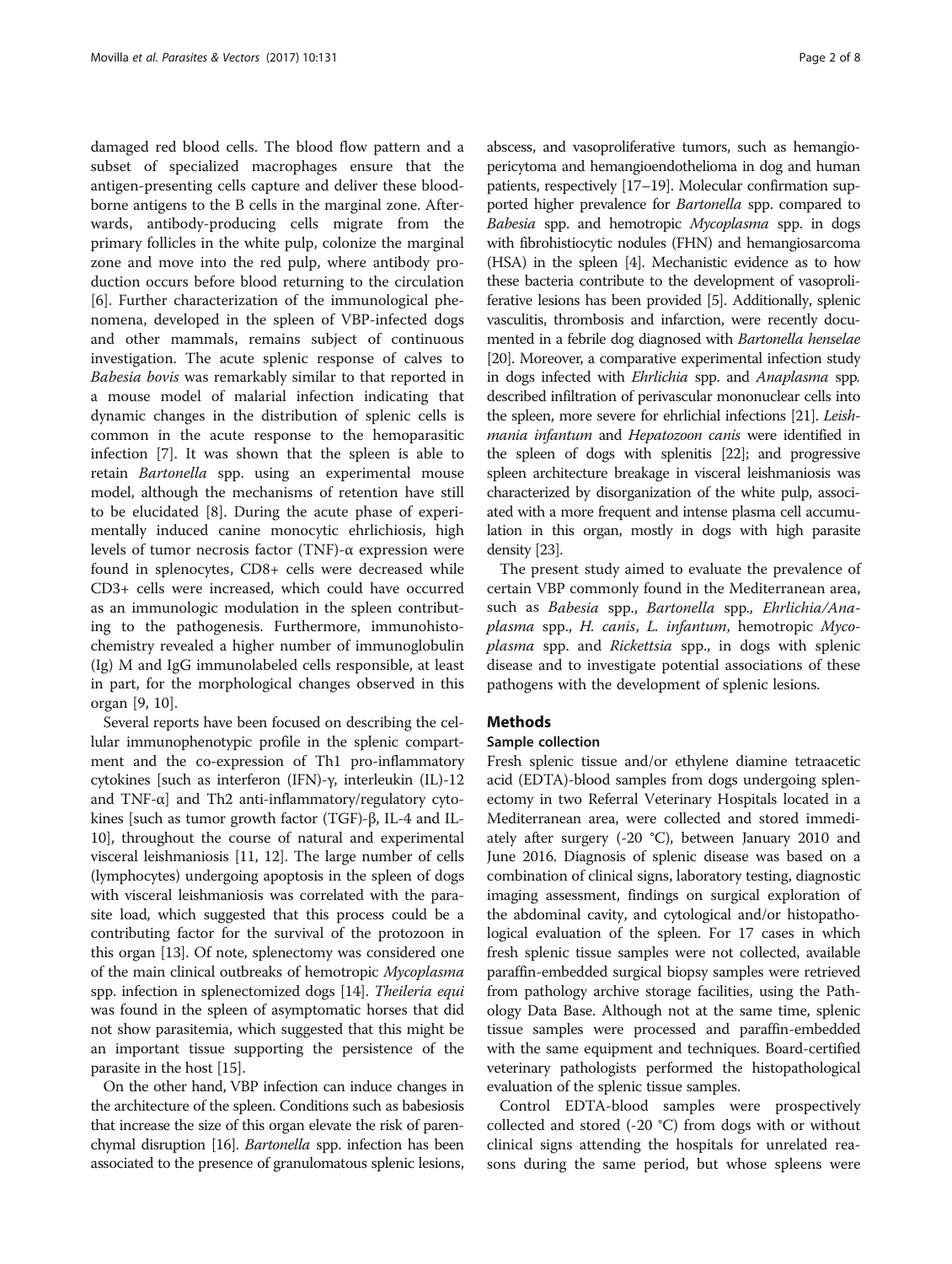damaged red blood cells. The blood flow pattern and a subset of specialized macrophages ensure that the antigen-presenting cells capture and deliver these blood-borne antigens to the B cells in the marginal zone. Afterwards, antibody-producing cells migrate from the primary follicles in the white pulp, colonize the marginal zone and move into the red pulp, where antibody production occurs before blood returning to the circulation [6]. Further characterization of the immunological phenomena, developed in the spleen of VBP-infected dogs and other mammals, remains subject of continuous investigation. The acute splenic response of calves to *Babesia bovis* was remarkably similar to that reported in a mouse model of malarial infection indicating that dynamic changes in the distribution of splenic cells is common in the acute response to the hemoparasitic infection [7]. It was shown that the spleen is able to retain *Bartonella* spp. using an experimental mouse model, although the mechanisms of retention have still to be elucidated [8]. During the acute phase of experimentally induced canine monocytic ehrlichiosis, high levels of tumor necrosis factor (TNF)-α expression were found in splenocytes, CD8+ cells were decreased while CD3+ cells were increased, which could have occurred as an immunologic modulation in the spleen contributing to the pathogenesis. Furthermore, immunohistochemistry revealed a higher number of immunoglobulin (Ig) M and IgG immunolabeled cells responsible, at least in part, for the morphological changes observed in this organ [9, 10].

Several reports have been focused on describing the cellular immunophenotypic profile in the splenic compartment and the co-expression of Th1 pro-inflammatory cytokines [such as interferon (IFN)-γ, interleukin (IL)-12 and TNF-α] and Th2 anti-inflammatory/regulatory cytokines [such as tumor growth factor (TGF)-β, IL-4 and IL-10], throughout the course of natural and experimental visceral leishmaniosis [11, 12]. The large number of cells (lymphocytes) undergoing apoptosis in the spleen of dogs with visceral leishmaniosis was correlated with the parasite load, which suggested that this process could be a contributing factor for the survival of the protozoon in this organ [13]. Of note, splenectomy was considered one of the main clinical outbreaks of hemotropic *Mycoplasma* spp. infection in splenectomized dogs [14]. *Theileria equi* was found in the spleen of asymptomatic horses that did not show parasitemia, which suggested that this might be an important tissue supporting the persistence of the parasite in the host [15].

On the other hand, VBP infection can induce changes in the architecture of the spleen. Conditions such as babesiosis that increase the size of this organ elevate the risk of parenchymal disruption [16]. *Bartonella* spp. infection has been associated to the presence of granulomatous splenic lesions, abscess, and vasoproliferative tumors, such as hemangiopericytoma and hemangioendothelioma in dog and human patients, respectively [17–19]. Molecular confirmation supported higher prevalence for *Bartonella* spp. compared to *Babesia* spp. and hemotropic *Mycoplasma* spp. in dogs with fibrohistiocytic nodules (FHN) and hemangiosarcoma (HSA) in the spleen [4]. Mechanistic evidence as to how these bacteria contribute to the development of vasoproliferative lesions has been provided [5]. Additionally, splenic vasculitis, thrombosis and infarction, were recently documented in a febrile dog diagnosed with *Bartonella henselae* [20]. Moreover, a comparative experimental infection study in dogs infected with *Ehrlichia* spp. and *Anaplasma* spp. described infiltration of perivascular mononuclear cells into the spleen, more severe for ehrlichial infections [21]. *Leishmania infantum* and *Hepatozoon canis* were identified in the spleen of dogs with splenitis [22]; and progressive spleen architecture breakage in visceral leishmaniosis was characterized by disorganization of the white pulp, associated with a more frequent and intense plasma cell accumulation in this organ, mostly in dogs with high parasite density [23].

The present study aimed to evaluate the prevalence of certain VBP commonly found in the Mediterranean area, such as *Babesia* spp., *Bartonella* spp., *Ehrlichia/Anaplasma* spp., *H. canis*, *L. infantum*, hemotropic *Mycoplasma* spp. and *Rickettsia* spp., in dogs with splenic disease and to investigate potential associations of these pathogens with the development of splenic lesions.

## Methods

### Sample collection

Fresh splenic tissue and/or ethylene diamine tetraacetic acid (EDTA)-blood samples from dogs undergoing splenectomy in two Referral Veterinary Hospitals located in a Mediterranean area, were collected and stored immediately after surgery (-20 °C), between January 2010 and June 2016. Diagnosis of splenic disease was based on a combination of clinical signs, laboratory testing, diagnostic imaging assessment, findings on surgical exploration of the abdominal cavity, and cytological and/or histopathological evaluation of the spleen. For 17 cases in which fresh splenic tissue samples were not collected, available paraffin-embedded surgical biopsy samples were retrieved from pathology archive storage facilities, using the Pathology Data Base. Although not at the same time, splenic tissue samples were processed and paraffin-embedded with the same equipment and techniques. Board-certified veterinary pathologists performed the histopathological evaluation of the splenic tissue samples.

Control EDTA-blood samples were prospectively collected and stored (-20 °C) from dogs with or without clinical signs attending the hospitals for unrelated reasons during the same period, but whose spleens were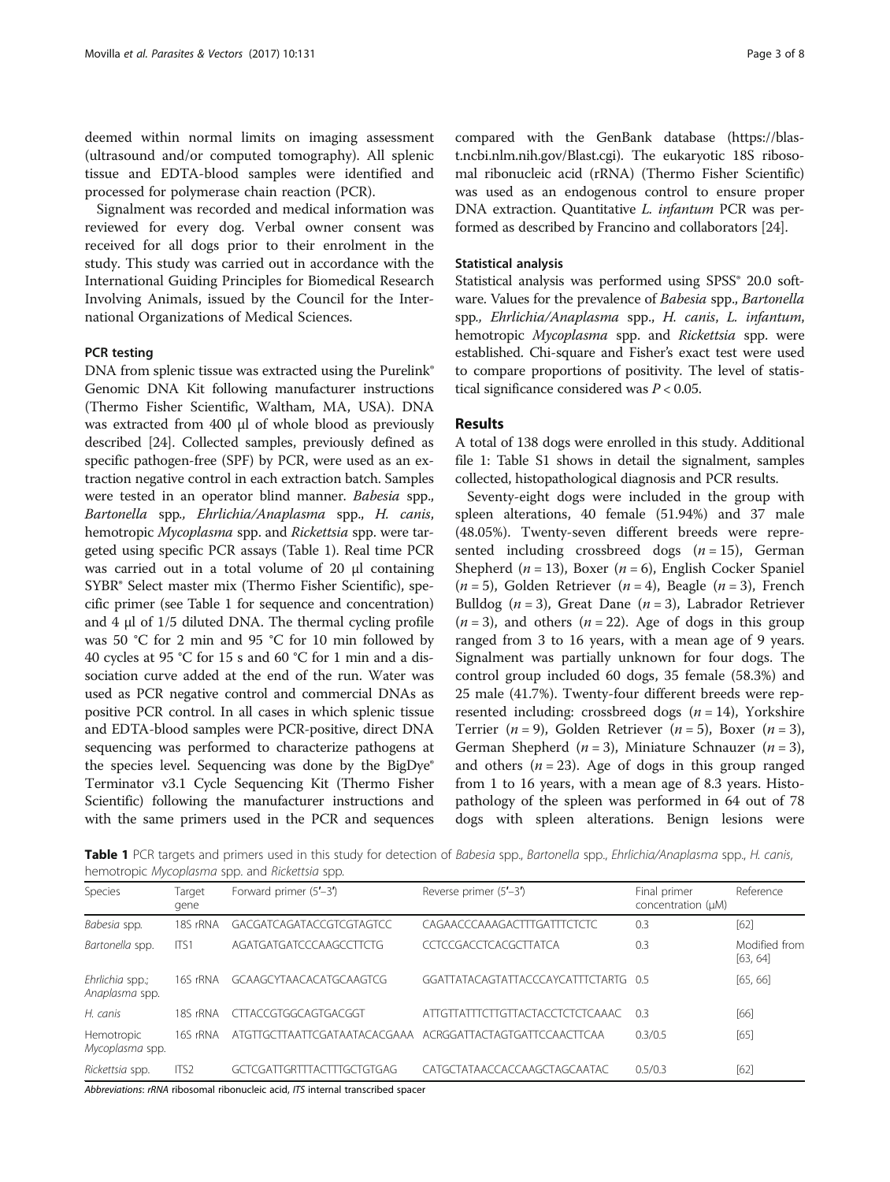deemed within normal limits on imaging assessment (ultrasound and/or computed tomography). All splenic tissue and EDTA-blood samples were identified and processed for polymerase chain reaction (PCR).

Signalment was recorded and medical information was reviewed for every dog. Verbal owner consent was received for all dogs prior to their enrolment in the study. This study was carried out in accordance with the International Guiding Principles for Biomedical Research Involving Animals, issued by the Council for the International Organizations of Medical Sciences.

### PCR testing

DNA from splenic tissue was extracted using the Purelink® Genomic DNA Kit following manufacturer instructions (Thermo Fisher Scientific, Waltham, MA, USA). DNA was extracted from 400 μl of whole blood as previously described [24]. Collected samples, previously defined as specific pathogen-free (SPF) by PCR, were used as an extraction negative control in each extraction batch. Samples were tested in an operator blind manner. *Babesia* spp., *Bartonella* spp., *Ehrlichia/Anaplasma* spp., *H. canis*, hemotropic *Mycoplasma* spp. and *Rickettsia* spp. were targeted using specific PCR assays (Table 1). Real time PCR was carried out in a total volume of 20 μl containing SYBR® Select master mix (Thermo Fisher Scientific), specific primer (see Table 1 for sequence and concentration) and 4 μl of 1/5 diluted DNA. The thermal cycling profile was 50 °C for 2 min and 95 °C for 10 min followed by 40 cycles at 95 °C for 15 s and 60 °C for 1 min and a dissociation curve added at the end of the run. Water was used as PCR negative control and commercial DNAs as positive PCR control. In all cases in which splenic tissue and EDTA-blood samples were PCR-positive, direct DNA sequencing was performed to characterize pathogens at the species level. Sequencing was done by the BigDye® Terminator v3.1 Cycle Sequencing Kit (Thermo Fisher Scientific) following the manufacturer instructions and with the same primers used in the PCR and sequences compared with the GenBank database (https://blast.ncbi.nlm.nih.gov/Blast.cgi). The eukaryotic 18S ribosomal ribonucleic acid (rRNA) (Thermo Fisher Scientific) was used as an endogenous control to ensure proper DNA extraction. Quantitative *L. infantum* PCR was performed as described by Francino and collaborators [24].

### Statistical analysis

Statistical analysis was performed using SPSS® 20.0 software. Values for the prevalence of *Babesia* spp., *Bartonella* spp., *Ehrlichia/Anaplasma* spp., *H. canis*, *L. infantum*, hemotropic *Mycoplasma* spp. and *Rickettsia* spp. were established. Chi-square and Fisher's exact test were used to compare proportions of positivity. The level of statistical significance considered was $P < 0.05$.

## Results

A total of 138 dogs were enrolled in this study. Additional file 1: Table S1 shows in detail the signalment, samples collected, histopathological diagnosis and PCR results.

Seventy-eight dogs were included in the group with spleen alterations, 40 female (51.94%) and 37 male (48.05%). Twenty-seven different breeds were represented including crossbreed dogs ($n = 15$), German Shepherd ($n = 13$), Boxer ($n = 6$), English Cocker Spaniel ($n = 5$), Golden Retriever ($n = 4$), Beagle ($n = 3$), French Bulldog ($n = 3$), Great Dane ($n = 3$), Labrador Retriever ($n = 3$), and others ($n = 22$). Age of dogs in this group ranged from 3 to 16 years, with a mean age of 9 years. Signalment was partially unknown for four dogs. The control group included 60 dogs, 35 female (58.3%) and 25 male (41.7%). Twenty-four different breeds were represented including: crossbreed dogs ($n = 14$), Yorkshire Terrier ($n = 9$), Golden Retriever ($n = 5$), Boxer ($n = 3$), German Shepherd ($n = 3$), Miniature Schnauzer ($n = 3$), and others ($n = 23$). Age of dogs in this group ranged from 1 to 16 years, with a mean age of 8.3 years. Histopathology of the spleen was performed in 64 out of 78 dogs with spleen alterations. Benign lesions were

**Table 1** PCR targets and primers used in this study for detection of *Babesia* spp., *Bartonella* spp., *Ehrlichia/Anaplasma* spp., *H. canis*, hemotropic *Mycoplasma* spp. and *Rickettsia* spp.

| Species | Target gene | Forward primer (5′–3′) | Reverse primer (5′–3′) | Final primer concentration (μM) | Reference |
|---|---|---|---|---|---|
| *Babesia* spp. | 18S rRNA | GACGATCAGATACCGTCGTAGTCC | CAGAACCCAAAGACTTTGATTTCTCTC | 0.3 | [62] |
| *Bartonella* spp. | ITS1 | AGATGATGATCCCAAGCCTTCTG | CCTCCGACCTCACGCTTATCA | 0.3 | Modified from [63, 64] |
| *Ehrlichia* spp.; *Anaplasma* spp. | 16S rRNA | GCAAGCYTAACACATGCAAGTCG | GGATTATACAGTATTACCCAYCATTTCTARTG | 0.5 | [65, 66] |
| *H. canis* | 18S rRNA | CTTACCGTGGCAGTGACGGT | ATTGTTATTTCTTGTTACTACCTCTCTCAAAC | 0.3 | [66] |
| Hemotropic *Mycoplasma* spp. | 16S rRNA | ATGTTGCTTAATTCGATAATACACGAAA | ACRGGATTACTAGTGATTCCAACTTCAA | 0.3/0.5 | [65] |
| *Rickettsia* spp. | ITS2 | GCTCGATTGRTTTACTTTGCTGTGAG | CATGCTATAACCACCAAGCTAGCAATAC | 0.5/0.3 | [62] |

*Abbreviations*: *rRNA* ribosomal ribonucleic acid, *ITS* internal transcribed spacer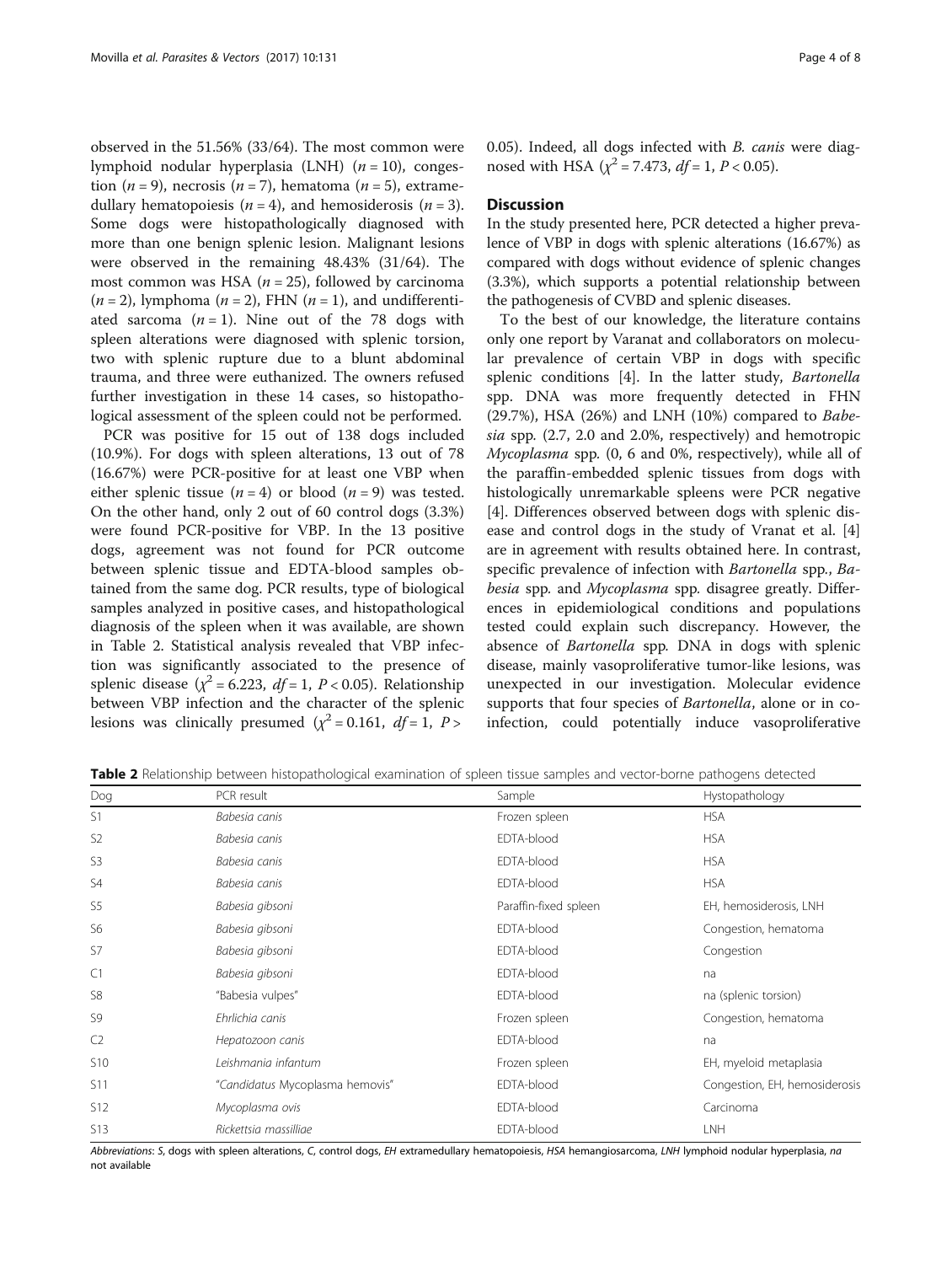observed in the 51.56% (33/64). The most common were lymphoid nodular hyperplasia (LNH) ($n = 10$), congestion ($n = 9$), necrosis ($n = 7$), hematoma ($n = 5$), extramedullary hematopoiesis ($n = 4$), and hemosiderosis ($n = 3$). Some dogs were histopathologically diagnosed with more than one benign splenic lesion. Malignant lesions were observed in the remaining 48.43% (31/64). The most common was HSA ($n = 25$), followed by carcinoma ($n = 2$), lymphoma ($n = 2$), FHN ($n = 1$), and undifferentiated sarcoma ($n = 1$). Nine out of the 78 dogs with spleen alterations were diagnosed with splenic torsion, two with splenic rupture due to a blunt abdominal trauma, and three were euthanized. The owners refused further investigation in these 14 cases, so histopathological assessment of the spleen could not be performed.

PCR was positive for 15 out of 138 dogs included (10.9%). For dogs with spleen alterations, 13 out of 78 (16.67%) were PCR-positive for at least one VBP when either splenic tissue ($n = 4$) or blood ($n = 9$) was tested. On the other hand, only 2 out of 60 control dogs (3.3%) were found PCR-positive for VBP. In the 13 positive dogs, agreement was not found for PCR outcome between splenic tissue and EDTA-blood samples obtained from the same dog. PCR results, type of biological samples analyzed in positive cases, and histopathological diagnosis of the spleen when it was available, are shown in Table 2. Statistical analysis revealed that VBP infection was significantly associated to the presence of splenic disease ($\chi^2 = 6.223$, $df = 1$, $P < 0.05$). Relationship between VBP infection and the character of the splenic lesions was clinically presumed ($\chi^2 = 0.161$, $df = 1$, $P > 0.05$). Indeed, all dogs infected with *B. canis* were diagnosed with HSA ($\chi^2 = 7.473$, $df = 1$, $P < 0.05$).

## Discussion

In the study presented here, PCR detected a higher prevalence of VBP in dogs with splenic alterations (16.67%) as compared with dogs without evidence of splenic changes (3.3%), which supports a potential relationship between the pathogenesis of CVBD and splenic diseases.

To the best of our knowledge, the literature contains only one report by Varanat and collaborators on molecular prevalence of certain VBP in dogs with specific splenic conditions [4]. In the latter study, *Bartonella* spp. DNA was more frequently detected in FHN (29.7%), HSA (26%) and LNH (10%) compared to *Babesia* spp. (2.7, 2.0 and 2.0%, respectively) and hemotropic *Mycoplasma* spp. (0, 6 and 0%, respectively), while all of the paraffin-embedded splenic tissues from dogs with histologically unremarkable spleens were PCR negative [4]. Differences observed between dogs with splenic disease and control dogs in the study of Vranat et al. [4] are in agreement with results obtained here. In contrast, specific prevalence of infection with *Bartonella* spp., *Babesia* spp. and *Mycoplasma* spp. disagree greatly. Differences in epidemiological conditions and populations tested could explain such discrepancy. However, the absence of *Bartonella* spp. DNA in dogs with splenic disease, mainly vasoproliferative tumor-like lesions, was unexpected in our investigation. Molecular evidence supports that four species of *Bartonella*, alone or in co-infection, could potentially induce vasoproliferative

**Table 2** Relationship between histopathological examination of spleen tissue samples and vector-borne pathogens detected

| Dog | PCR result | Sample | Hystopathology |
|---|---|---|---|
| S1 | *Babesia canis* | Frozen spleen | HSA |
| S2 | *Babesia canis* | EDTA-blood | HSA |
| S3 | *Babesia canis* | EDTA-blood | HSA |
| S4 | *Babesia canis* | EDTA-blood | HSA |
| S5 | *Babesia gibsoni* | Paraffin-fixed spleen | EH, hemosiderosis, LNH |
| S6 | *Babesia gibsoni* | EDTA-blood | Congestion, hematoma |
| S7 | *Babesia gibsoni* | EDTA-blood | Congestion |
| C1 | *Babesia gibsoni* | EDTA-blood | na |
| S8 | *"Babesia vulpes"* | EDTA-blood | na (splenic torsion) |
| S9 | *Ehrlichia canis* | Frozen spleen | Congestion, hematoma |
| C2 | *Hepatozoon canis* | EDTA-blood | na |
| S10 | *Leishmania infantum* | Frozen spleen | EH, myeloid metaplasia |
| S11 | *"Candidatus Mycoplasma hemovis"* | EDTA-blood | Congestion, EH, hemosiderosis |
| S12 | *Mycoplasma ovis* | EDTA-blood | Carcinoma |
| S13 | *Rickettsia massilliae* | EDTA-blood | LNH |

*Abbreviations*: *S*, dogs with spleen alterations, *C*, control dogs, *EH* extramedullary hematopoiesis, *HSA* hemangiosarcoma, *LNH* lymphoid nodular hyperplasia, *na* not available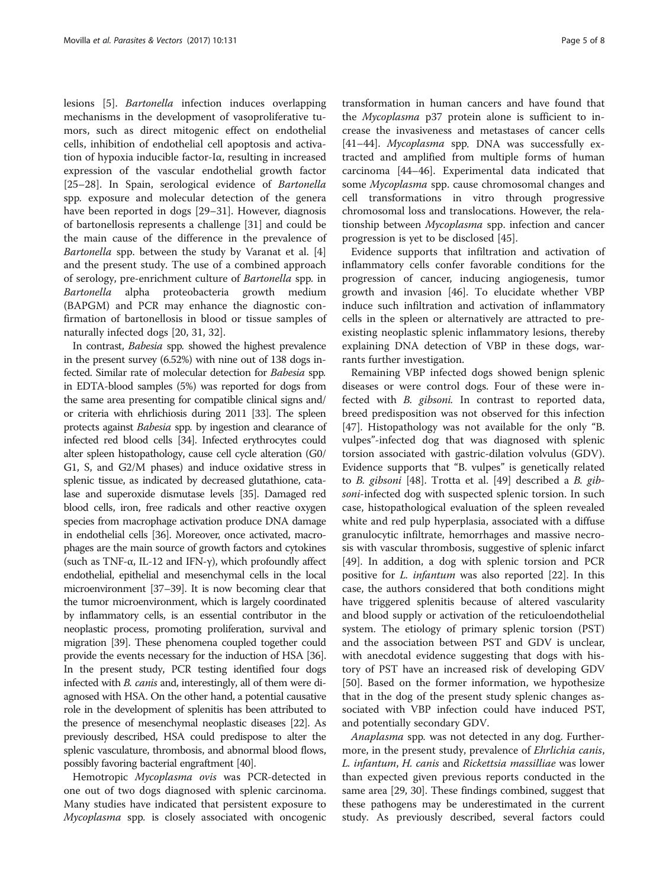lesions [5]. *Bartonella* infection induces overlapping mechanisms in the development of vasoproliferative tumors, such as direct mitogenic effect on endothelial cells, inhibition of endothelial cell apoptosis and activation of hypoxia inducible factor-Iα, resulting in increased expression of the vascular endothelial growth factor [25–28]. In Spain, serological evidence of *Bartonella* spp. exposure and molecular detection of the genera have been reported in dogs [29–31]. However, diagnosis of bartonellosis represents a challenge [31] and could be the main cause of the difference in the prevalence of *Bartonella* spp. between the study by Varanat et al. [4] and the present study. The use of a combined approach of serology, pre-enrichment culture of *Bartonella* spp. in *Bartonella* alpha proteobacteria growth medium (BAPGM) and PCR may enhance the diagnostic confirmation of bartonellosis in blood or tissue samples of naturally infected dogs [20, 31, 32].

In contrast, *Babesia* spp. showed the highest prevalence in the present survey (6.52%) with nine out of 138 dogs infected. Similar rate of molecular detection for *Babesia* spp. in EDTA-blood samples (5%) was reported for dogs from the same area presenting for compatible clinical signs and/or criteria with ehrlichiosis during 2011 [33]. The spleen protects against *Babesia* spp. by ingestion and clearance of infected red blood cells [34]. Infected erythrocytes could alter spleen histopathology, cause cell cycle alteration (G0/G1, S, and G2/M phases) and induce oxidative stress in splenic tissue, as indicated by decreased glutathione, catalase and superoxide dismutase levels [35]. Damaged red blood cells, iron, free radicals and other reactive oxygen species from macrophage activation produce DNA damage in endothelial cells [36]. Moreover, once activated, macrophages are the main source of growth factors and cytokines (such as TNF-α, IL-12 and IFN-γ), which profoundly affect endothelial, epithelial and mesenchymal cells in the local microenvironment [37–39]. It is now becoming clear that the tumor microenvironment, which is largely coordinated by inflammatory cells, is an essential contributor in the neoplastic process, promoting proliferation, survival and migration [39]. These phenomena coupled together could provide the events necessary for the induction of HSA [36]. In the present study, PCR testing identified four dogs infected with *B. canis* and, interestingly, all of them were diagnosed with HSA. On the other hand, a potential causative role in the development of splenitis has been attributed to the presence of mesenchymal neoplastic diseases [22]. As previously described, HSA could predispose to alter the splenic vasculature, thrombosis, and abnormal blood flows, possibly favoring bacterial engraftment [40].

Hemotropic *Mycoplasma ovis* was PCR-detected in one out of two dogs diagnosed with splenic carcinoma. Many studies have indicated that persistent exposure to *Mycoplasma* spp. is closely associated with oncogenic transformation in human cancers and have found that the *Mycoplasma* p37 protein alone is sufficient to increase the invasiveness and metastases of cancer cells [41–44]. *Mycoplasma* spp. DNA was successfully extracted and amplified from multiple forms of human carcinoma [44–46]. Experimental data indicated that some *Mycoplasma* spp. cause chromosomal changes and cell transformations in vitro through progressive chromosomal loss and translocations. However, the relationship between *Mycoplasma* spp. infection and cancer progression is yet to be disclosed [45].

Evidence supports that infiltration and activation of inflammatory cells confer favorable conditions for the progression of cancer, inducing angiogenesis, tumor growth and invasion [46]. To elucidate whether VBP induce such infiltration and activation of inflammatory cells in the spleen or alternatively are attracted to preexisting neoplastic splenic inflammatory lesions, thereby explaining DNA detection of VBP in these dogs, warrants further investigation.

Remaining VBP infected dogs showed benign splenic diseases or were control dogs. Four of these were infected with *B. gibsoni.* In contrast to reported data, breed predisposition was not observed for this infection [47]. Histopathology was not available for the only "B. vulpes"-infected dog that was diagnosed with splenic torsion associated with gastric-dilation volvulus (GDV). Evidence supports that "B. vulpes" is genetically related to *B. gibsoni* [48]. Trotta et al. [49] described a *B. gibsoni*-infected dog with suspected splenic torsion. In such case, histopathological evaluation of the spleen revealed white and red pulp hyperplasia, associated with a diffuse granulocytic infiltrate, hemorrhages and massive necrosis with vascular thrombosis, suggestive of splenic infarct [49]. In addition, a dog with splenic torsion and PCR positive for *L. infantum* was also reported [22]. In this case, the authors considered that both conditions might have triggered splenitis because of altered vascularity and blood supply or activation of the reticuloendothelial system. The etiology of primary splenic torsion (PST) and the association between PST and GDV is unclear, with anecdotal evidence suggesting that dogs with history of PST have an increased risk of developing GDV [50]. Based on the former information, we hypothesize that in the dog of the present study splenic changes associated with VBP infection could have induced PST, and potentially secondary GDV.

*Anaplasma* spp. was not detected in any dog. Furthermore, in the present study, prevalence of *Ehrlichia canis*, *L. infantum*, *H. canis* and *Rickettsia massilliae* was lower than expected given previous reports conducted in the same area [29, 30]. These findings combined, suggest that these pathogens may be underestimated in the current study. As previously described, several factors could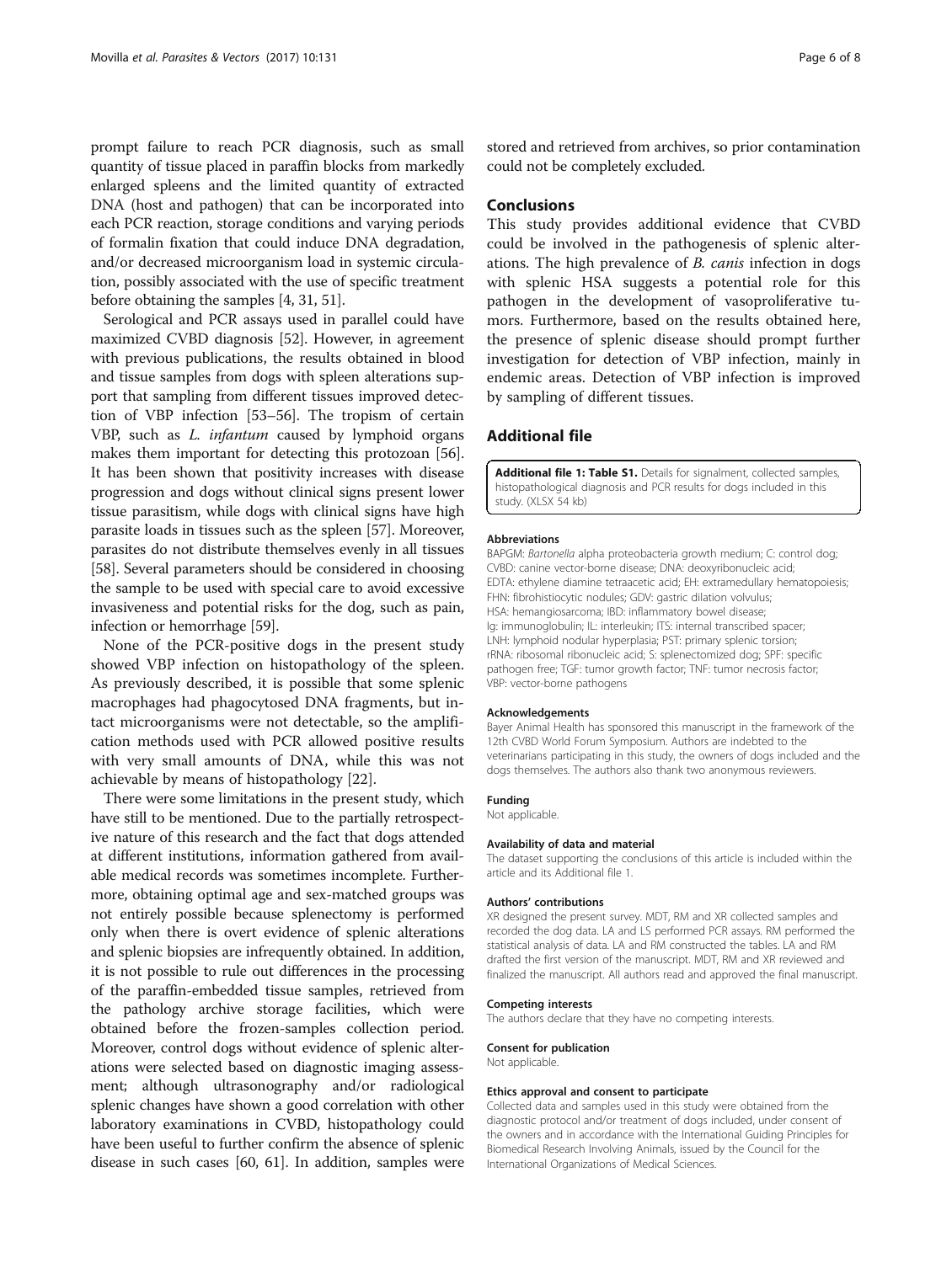prompt failure to reach PCR diagnosis, such as small quantity of tissue placed in paraffin blocks from markedly enlarged spleens and the limited quantity of extracted DNA (host and pathogen) that can be incorporated into each PCR reaction, storage conditions and varying periods of formalin fixation that could induce DNA degradation, and/or decreased microorganism load in systemic circulation, possibly associated with the use of specific treatment before obtaining the samples [4, 31, 51].

Serological and PCR assays used in parallel could have maximized CVBD diagnosis [52]. However, in agreement with previous publications, the results obtained in blood and tissue samples from dogs with spleen alterations support that sampling from different tissues improved detection of VBP infection [53–56]. The tropism of certain VBP, such as *L. infantum* caused by lymphoid organs makes them important for detecting this protozoan [56]. It has been shown that positivity increases with disease progression and dogs without clinical signs present lower tissue parasitism, while dogs with clinical signs have high parasite loads in tissues such as the spleen [57]. Moreover, parasites do not distribute themselves evenly in all tissues [58]. Several parameters should be considered in choosing the sample to be used with special care to avoid excessive invasiveness and potential risks for the dog, such as pain, infection or hemorrhage [59].

None of the PCR-positive dogs in the present study showed VBP infection on histopathology of the spleen. As previously described, it is possible that some splenic macrophages had phagocytosed DNA fragments, but intact microorganisms were not detectable, so the amplification methods used with PCR allowed positive results with very small amounts of DNA, while this was not achievable by means of histopathology [22].

There were some limitations in the present study, which have still to be mentioned. Due to the partially retrospective nature of this research and the fact that dogs attended at different institutions, information gathered from available medical records was sometimes incomplete. Furthermore, obtaining optimal age and sex-matched groups was not entirely possible because splenectomy is performed only when there is overt evidence of splenic alterations and splenic biopsies are infrequently obtained. In addition, it is not possible to rule out differences in the processing of the paraffin-embedded tissue samples, retrieved from the pathology archive storage facilities, which were obtained before the frozen-samples collection period. Moreover, control dogs without evidence of splenic alterations were selected based on diagnostic imaging assessment; although ultrasonography and/or radiological splenic changes have shown a good correlation with other laboratory examinations in CVBD, histopathology could have been useful to further confirm the absence of splenic disease in such cases [60, 61]. In addition, samples were stored and retrieved from archives, so prior contamination could not be completely excluded.

## Conclusions

This study provides additional evidence that CVBD could be involved in the pathogenesis of splenic alterations. The high prevalence of *B. canis* infection in dogs with splenic HSA suggests a potential role for this pathogen in the development of vasoproliferative tumors. Furthermore, based on the results obtained here, the presence of splenic disease should prompt further investigation for detection of VBP infection, mainly in endemic areas. Detection of VBP infection is improved by sampling of different tissues.

## Additional file

**Additional file 1: Table S1.** Details for signalment, collected samples, histopathological diagnosis and PCR results for dogs included in this study. (XLSX 54 kb)

#### Abbreviations

BAPGM: *Bartonella* alpha proteobacteria growth medium; C: control dog; CVBD: canine vector-borne disease; DNA: deoxyribonucleic acid; EDTA: ethylene diamine tetraacetic acid; EH: extramedullary hematopoiesis; FHN: fibrohistiocytic nodules; GDV: gastric dilation volvulus; HSA: hemangiosarcoma; IBD: inflammatory bowel disease; Ig: immunoglobulin; IL: interleukin; ITS: internal transcribed spacer; LNH: lymphoid nodular hyperplasia; PST: primary splenic torsion; rRNA: ribosomal ribonucleic acid; S: splenectomized dog; SPF: specific pathogen free; TGF: tumor growth factor; TNF: tumor necrosis factor; VBP: vector-borne pathogens

#### Acknowledgements

Bayer Animal Health has sponsored this manuscript in the framework of the 12th CVBD World Forum Symposium. Authors are indebted to the veterinarians participating in this study, the owners of dogs included and the dogs themselves. The authors also thank two anonymous reviewers.

#### Funding

Not applicable.

#### Availability of data and material

The dataset supporting the conclusions of this article is included within the article and its Additional file 1.

#### Authors' contributions

XR designed the present survey. MDT, RM and XR collected samples and recorded the dog data. LA and LS performed PCR assays. RM performed the statistical analysis of data. LA and RM constructed the tables. LA and RM drafted the first version of the manuscript. MDT, RM and XR reviewed and finalized the manuscript. All authors read and approved the final manuscript.

#### Competing interests

The authors declare that they have no competing interests.

#### Consent for publication

Not applicable.

#### Ethics approval and consent to participate

Collected data and samples used in this study were obtained from the diagnostic protocol and/or treatment of dogs included, under consent of the owners and in accordance with the International Guiding Principles for Biomedical Research Involving Animals, issued by the Council for the International Organizations of Medical Sciences.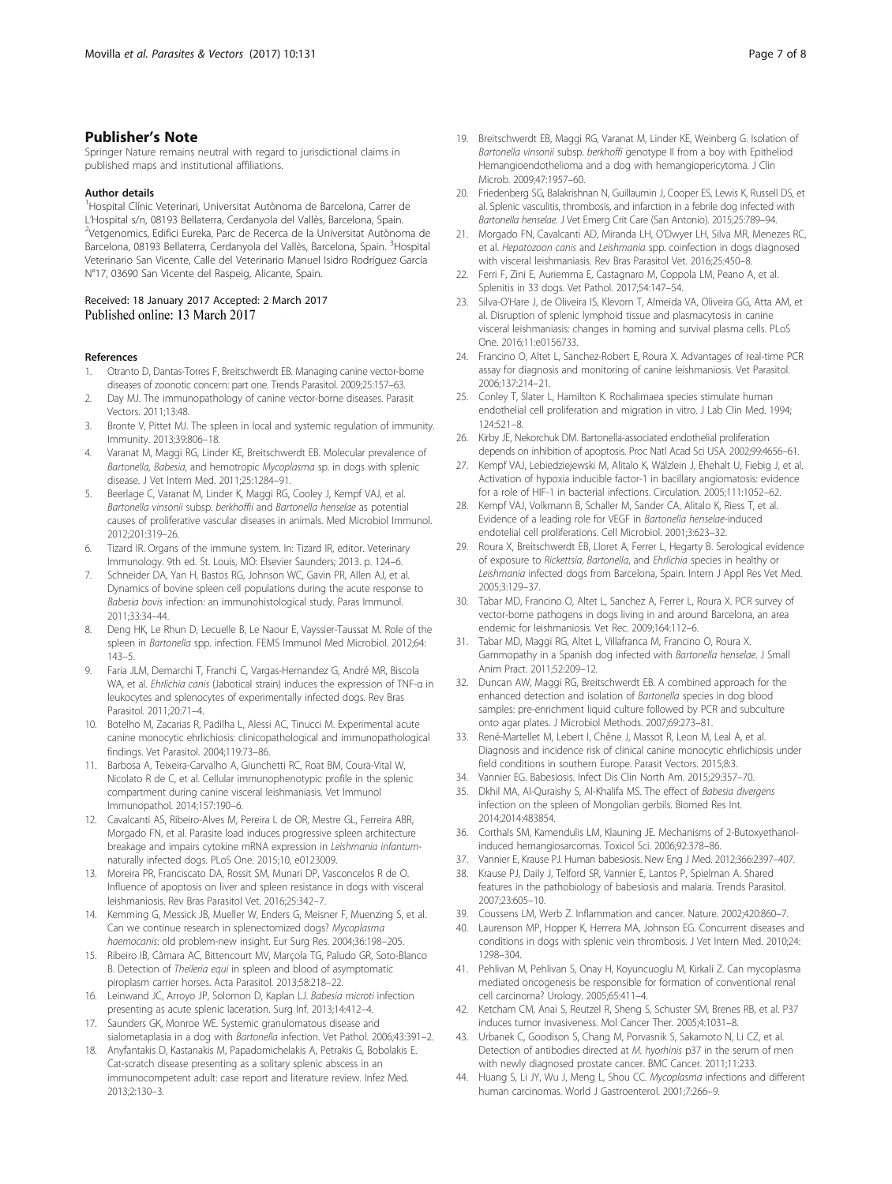## Publisher's Note

Springer Nature remains neutral with regard to jurisdictional claims in published maps and institutional affiliations.

### Author details

[1]Hospital Clínic Veterinari, Universitat Autònoma de Barcelona, Carrer de L'Hospital s/n, 08193 Bellaterra, Cerdanyola del Vallès, Barcelona, Spain. [2]Vetgenomics, Edifici Eureka, Parc de Recerca de la Universitat Autònoma de Barcelona, 08193 Bellaterra, Cerdanyola del Vallès, Barcelona, Spain. [3]Hospital Veterinario San Vicente, Calle del Veterinario Manuel Isidro Rodríguez García N°17, 03690 San Vicente del Raspeig, Alicante, Spain.

Received: 18 January 2017 Accepted: 2 March 2017
Published online: 13 March 2017

### References

1. Otranto D, Dantas-Torres F, Breitschwerdt EB. Managing canine vector-borne diseases of zoonotic concern: part one. Trends Parasitol. 2009;25:157–63.
2. Day MJ. The immunopathology of canine vector-borne diseases. Parasit Vectors. 2011;13:48.
3. Bronte V, Pittet MJ. The spleen in local and systemic regulation of immunity. Immunity. 2013;39:806–18.
4. Varanat M, Maggi RG, Linder KE, Breitschwerdt EB. Molecular prevalence of *Bartonella, Babesia*, and hemotropic *Mycoplasma* sp. in dogs with splenic disease. J Vet Intern Med. 2011;25:1284–91.
5. Beerlage C, Varanat M, Linder K, Maggi RG, Cooley J, Kempf VAJ, et al. *Bartonella vinsonii* subsp. *berkhoffii* and *Bartonella henselae* as potential causes of proliferative vascular diseases in animals. Med Microbiol Immunol. 2012;201:319–26.
6. Tizard IR. Organs of the immune system. In: Tizard IR, editor. Veterinary Immunology. 9th ed. St. Louis, MO: Elsevier Saunders; 2013. p. 124–6.
7. Schneider DA, Yan H, Bastos RG, Johnson WC, Gavin PR, Allen AJ, et al. Dynamics of bovine spleen cell populations during the acute response to *Babesia bovis* infection: an immunohistological study. Paras Immunol. 2011;33:34–44.
8. Deng HK, Le Rhun D, Lecuelle B, Le Naour E, Vayssier-Taussat M. Role of the spleen in *Bartonella* spp. infection. FEMS Immunol Med Microbiol. 2012;64: 143–5.
9. Faria JLM, Demarchi T, Franchi C, Vargas-Hernandez G, André MR, Biscola WA, et al. *Ehrlichia canis* (Jabotical strain) induces the expression of TNF-α in leukocytes and splenocytes of experimentally infected dogs. Rev Bras Parasitol. 2011;20:71–4.
10. Botelho M, Zacarias R, Padilha L, Alessi AC, Tinucci M. Experimental acute canine monocytic ehrlichiosis: clinicopathological and immunopathological findings. Vet Parasitol. 2004;119:73–86.
11. Barbosa A, Teixeira-Carvalho A, Giunchetti RC, Roat BM, Coura-Vital W, Nicolato R de C, et al. Cellular immunophenotypic profile in the splenic compartment during canine visceral leishmaniasis. Vet Immunol Immunopathol. 2014;157:190–6.
12. Cavalcanti AS, Ribeiro-Alves M, Pereira L de OR, Mestre GL, Ferreira ABR, Morgado FN, et al. Parasite load induces progressive spleen architecture breakage and impairs cytokine mRNA expression in *Leishmania infantum*-naturally infected dogs. PLoS One. 2015;10, e0123009.
13. Moreira PR, Franciscato DA, Rossit SM, Munari DP, Vasconcelos R de O. Influence of apoptosis on liver and spleen resistance in dogs with visceral leishmaniosis. Rev Bras Parasitol Vet. 2016;25:342–7.
14. Kemming G, Messick JB, Mueller W, Enders G, Meisner F, Muenzing S, et al. Can we continue research in splenectomized dogs? *Mycoplasma haemocanis*: old problem-new insight. Eur Surg Res. 2004;36:198–205.
15. Ribeiro IB, Câmara AC, Bittencourt MV, Marçola TG, Paludo GR, Soto-Blanco B. Detection of *Theileria equi* in spleen and blood of asymptomatic piroplasm carrier horses. Acta Parasitol. 2013;58:218–22.
16. Leinwand JC, Arroyo JP, Solomon D, Kaplan LJ. *Babesia microti* infection presenting as acute splenic laceration. Surg Inf. 2013;14:412–4.
17. Saunders GK, Monroe WE. Systemic granulomatous disease and sialometaplasia in a dog with *Bartonella* infection. Vet Pathol. 2006;43:391–2.
18. Anyfantakis D, Kastanakis M, Papadomichelakis A, Petrakis G, Bobolakis E. Cat-scratch disease presenting as a solitary splenic abscess in an immunocompetent adult: case report and literature review. Infez Med. 2013;2:130–3.
19. Breitschwerdt EB, Maggi RG, Varanat M, Linder KE, Weinberg G. Isolation of *Bartonella vinsonii* subsp. *berkhoffi* genotype II from a boy with Epitheliod Hemangioendothelioma and a dog with hemangiopericytoma. J Clin Microb. 2009;47:1957–60.
20. Friedenberg SG, Balakrishnan N, Guillaumin J, Cooper ES, Lewis K, Russell DS, et al. Splenic vasculitis, thrombosis, and infarction in a febrile dog infected with *Bartonella henselae*. J Vet Emerg Crit Care (San Antonio). 2015;25:789–94.
21. Morgado FN, Cavalcanti AD, Miranda LH, O'Dwyer LH, Silva MR, Menezes RC, et al. *Hepatozoon canis* and *Leishmania* spp. coinfection in dogs diagnosed with visceral leishmaniasis. Rev Bras Parasitol Vet. 2016;25:450–8.
22. Ferri F, Zini E, Auriemma E, Castagnaro M, Coppola LM, Peano A, et al. Splenitis in 33 dogs. Vet Pathol. 2017;54:147–54.
23. Silva-O'Hare J, de Oliveira IS, Klevorn T, Almeida VA, Oliveira GG, Atta AM, et al. Disruption of splenic lymphoid tissue and plasmacytosis in canine visceral leishmaniasis: changes in homing and survival plasma cells. PLoS One. 2016;11:e0156733.
24. Francino O, Altet L, Sanchez-Robert E, Roura X. Advantages of real-time PCR assay for diagnosis and monitoring of canine leishmaniosis. Vet Parasitol. 2006;137:214–21.
25. Conley T, Slater L, Hamilton K. Rochalimaea species stimulate human endothelial cell proliferation and migration in vitro. J Lab Clin Med. 1994; 124:521–8.
26. Kirby JE, Nekorchuk DM. Bartonella-associated endothelial proliferation depends on inhibition of apoptosis. Proc Natl Acad Sci USA. 2002;99:4656–61.
27. Kempf VAJ, Lebiedziejewski M, Alitalo K, Wälzlein J, Ehehalt U, Fiebig J, et al. Activation of hypoxia inducible factor-1 in bacillary angiomatosis: evidence for a role of HIF-1 in bacterial infections. Circulation. 2005;111:1052–62.
28. Kempf VAJ, Volkmann B, Schaller M, Sander CA, Alitalo K, Riess T, et al. Evidence of a leading role for VEGF in *Bartonella henselae*-induced endothelial cell proliferations. Cell Microbiol. 2001;3:623–32.
29. Roura X, Breitschwerdt EB, Lloret A, Ferrer L, Hegarty B. Serological evidence of exposure to *Rickettsia*, *Bartonella*, and *Ehrlichia* species in healthy or *Leishmania* infected dogs from Barcelona, Spain. Intern J Appl Res Vet Med. 2005;3:129–37.
30. Tabar MD, Francino O, Altet L, Sanchez A, Ferrer L, Roura X. PCR survey of vector-borne pathogens in dogs living in and around Barcelona, an area endemic for leishmaniosis. Vet Rec. 2009;164:112–6.
31. Tabar MD, Maggi RG, Altet L, Villafranca M, Francino O, Roura X. Gammopathy in a Spanish dog infected with *Bartonella henselae*. J Small Anim Pract. 2011;52:209–12.
32. Duncan AW, Maggi RG, Breitschwerdt EB. A combined approach for the enhanced detection and isolation of *Bartonella* species in dog blood samples: pre-enrichment liquid culture followed by PCR and subculture onto agar plates. J Microbiol Methods. 2007;69:273–81.
33. René-Martellet M, Lebert I, Chêne J, Massot R, Leon M, Leal A, et al. Diagnosis and incidence risk of clinical canine monocytic ehrlichiosis under field conditions in southern Europe. Parasit Vectors. 2015;8:3.
34. Vannier EG. Babesiosis. Infect Dis Clin North Am. 2015;29:357–70.
35. Dkhil MA, Al-Quraishy S, Al-Khalifa MS. The effect of *Babesia divergens* infection on the spleen of Mongolian gerbils. Biomed Res Int. 2014;2014:483854.
36. Corthals SM, Kamendulis LM, Klauning JE. Mechanisms of 2-Butoxyethanol-induced hemangiosarcomas. Toxicol Sci. 2006;92:378–86.
37. Vannier E, Krause PJ. Human babesiosis. New Eng J Med. 2012;366:2397–407.
38. Krause PJ, Daily J, Telford SR, Vannier E, Lantos P, Spielman A. Shared features in the pathobiology of babesiosis and malaria. Trends Parasitol. 2007;23:605–10.
39. Coussens LM, Werb Z. Inflammation and cancer. Nature. 2002;420:860–7.
40. Laurenson MP, Hopper K, Herrera MA, Johnson EG. Concurrent diseases and conditions in dogs with splenic vein thrombosis. J Vet Intern Med. 2010;24: 1298–304.
41. Pehlivan M, Pehlivan S, Onay H, Koyuncuoglu M, Kirkali Z. Can mycoplasma mediated oncogenesis be responsible for formation of conventional renal cell carcinoma? Urology. 2005;65:411–4.
42. Ketcham CM, Anai S, Reutzel R, Sheng S, Schuster SM, Brenes RB, et al. P37 induces tumor invasiveness. Mol Cancer Ther. 2005;4:1031–8.
43. Urbanek C, Goodison S, Chang M, Porvasnik S, Sakamoto N, Li CZ, et al. Detection of antibodies directed at *M. hyorhinis* p37 in the serum of men with newly diagnosed prostate cancer. BMC Cancer. 2011;11:233.
44. Huang S, Li JY, Wu J, Meng L, Shou CC. *Mycoplasma* infections and different human carcinomas. World J Gastroenterol. 2001;7:266–9.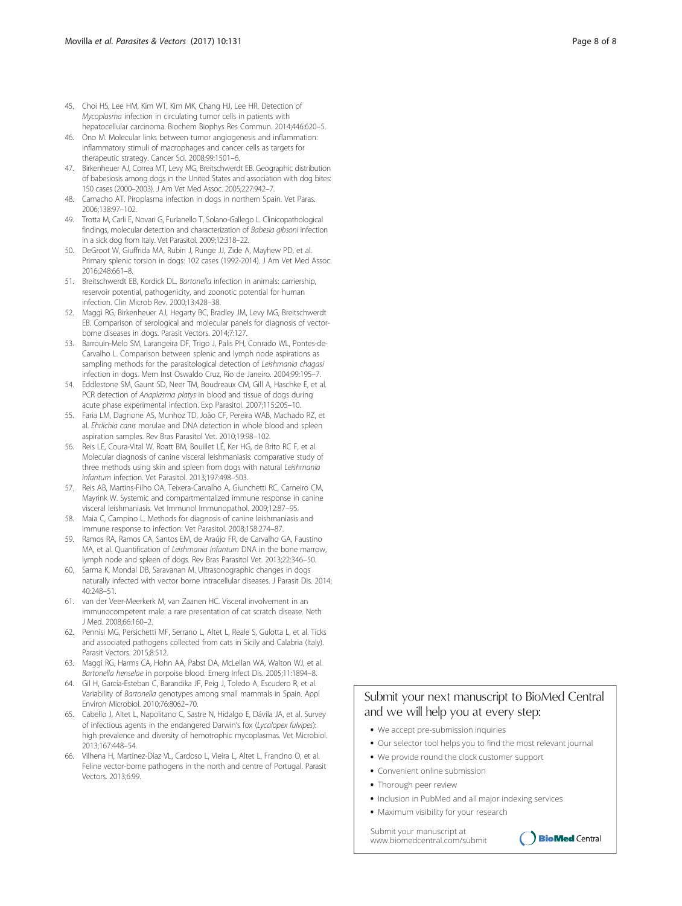45. Choi HS, Lee HM, Kim WT, Kim MK, Chang HJ, Lee HR. Detection of *Mycoplasma* infection in circulating tumor cells in patients with hepatocellular carcinoma. Biochem Biophys Res Commun. 2014;446:620–5.
46. Ono M. Molecular links between tumor angiogenesis and inflammation: inflammatory stimuli of macrophages and cancer cells as targets for therapeutic strategy. Cancer Sci. 2008;99:1501–6.
47. Birkenheuer AJ, Correa MT, Levy MG, Breitschwerdt EB. Geographic distribution of babesiosis among dogs in the United States and association with dog bites: 150 cases (2000–2003). J Am Vet Med Assoc. 2005;227:942–7.
48. Camacho AT. Piroplasma infection in dogs in northern Spain. Vet Paras. 2006;138:97–102.
49. Trotta M, Carli E, Novari G, Furlanello T, Solano-Gallego L. Clinicopathological findings, molecular detection and characterization of *Babesia gibsoni* infection in a sick dog from Italy. Vet Parasitol. 2009;12:318–22.
50. DeGroot W, Giuffrida MA, Rubin J, Runge JJ, Zide A, Mayhew PD, et al. Primary splenic torsion in dogs: 102 cases (1992-2014). J Am Vet Med Assoc. 2016;248:661–8.
51. Breitschwerdt EB, Kordick DL. *Bartonella* infection in animals: carriership, reservoir potential, pathogenicity, and zoonotic potential for human infection. Clin Microb Rev. 2000;13:428–38.
52. Maggi RG, Birkenheuer AJ, Hegarty BC, Bradley JM, Levy MG, Breitschwerdt EB. Comparison of serological and molecular panels for diagnosis of vector-borne diseases in dogs. Parasit Vectors. 2014;7:127.
53. Barrouin-Melo SM, Larangeira DF, Trigo J, Palis PH, Conrado WL, Pontes-de-Carvalho L. Comparison between splenic and lymph node aspirations as sampling methods for the parasitological detection of *Leishmania chagasi* infection in dogs. Mem Inst Oswaldo Cruz, Rio de Janeiro. 2004;99:195–7.
54. Eddlestone SM, Gaunt SD, Neer TM, Boudreaux CM, Gill A, Haschke E, et al. PCR detection of *Anaplasma platys* in blood and tissue of dogs during acute phase experimental infection. Exp Parasitol. 2007;115:205–10.
55. Faria LM, Dagnone AS, Munhoz TD, João CF, Pereira WAB, Machado RZ, et al. *Ehrlichia canis* morulae and DNA detection in whole blood and spleen aspiration samples. Rev Bras Parasitol Vet. 2010;19:98–102.
56. Reis LE, Coura-Vital W, Roatt BM, Bouillet LÉ, Ker HG, de Brito RC F, et al. Molecular diagnosis of canine visceral leishmaniasis: comparative study of three methods using skin and spleen from dogs with natural *Leishmania infantum* infection. Vet Parasitol. 2013;197:498–503.
57. Reis AB, Martins-Filho OA, Teixera-Carvalho A, Giunchetti RC, Carneiro CM, Mayrink W. Systemic and compartmentalized immune response in canine visceral leishmaniasis. Vet Immunol Immunopathol. 2009;12:87–95.
58. Maia C, Campino L. Methods for diagnosis of canine leishmaniasis and immune response to infection. Vet Parasitol. 2008;158:274–87.
59. Ramos RA, Ramos CA, Santos EM, de Araújo FR, de Carvalho GA, Faustino MA, et al. Quantification of *Leishmania infantum* DNA in the bone marrow, lymph node and spleen of dogs. Rev Bras Parasitol Vet. 2013;22:346–50.
60. Sarma K, Mondal DB, Saravanan M. Ultrasonographic changes in dogs naturally infected with vector borne intracellular diseases. J Parasit Dis. 2014; 40:248–51.
61. van der Veer-Meerkerk M, van Zaanen HC. Visceral involvement in an immunocompetent male: a rare presentation of cat scratch disease. Neth J Med. 2008;66:160–2.
62. Pennisi MG, Persichetti MF, Serrano L, Altet L, Reale S, Gulotta L, et al. Ticks and associated pathogens collected from cats in Sicily and Calabria (Italy). Parasit Vectors. 2015;8:512.
63. Maggi RG, Harms CA, Hohn AA, Pabst DA, McLellan WA, Walton WJ, et al. *Bartonella henselae* in porpoise blood. Emerg Infect Dis. 2005;11:1894–8.
64. Gil H, García-Esteban C, Barandika JF, Peig J, Toledo A, Escudero R, et al. Variability of *Bartonella* genotypes among small mammals in Spain. Appl Environ Microbiol. 2010;76:8062–70.
65. Cabello J, Altet L, Napolitano C, Sastre N, Hidalgo E, Dávila JA, et al. Survey of infectious agents in the endangered Darwin's fox (*Lycalopex fulvipes*): high prevalence and diversity of hemotrophic mycoplasmas. Vet Microbiol. 2013;167:448–54.
66. Vilhena H, Martinez-Díaz VL, Cardoso L, Vieira L, Altet L, Francino O, et al. Feline vector-borne pathogens in the north and centre of Portugal. Parasit Vectors. 2013;6:99.

Submit your next manuscript to BioMed Central and we will help you at every step:

- We accept pre-submission inquiries
- Our selector tool helps you to find the most relevant journal
- We provide round the clock customer support
- Convenient online submission
- Thorough peer review
- Inclusion in PubMed and all major indexing services
- Maximum visibility for your research

Submit your manuscript at www.biomedcentral.com/submit

BioMed Central